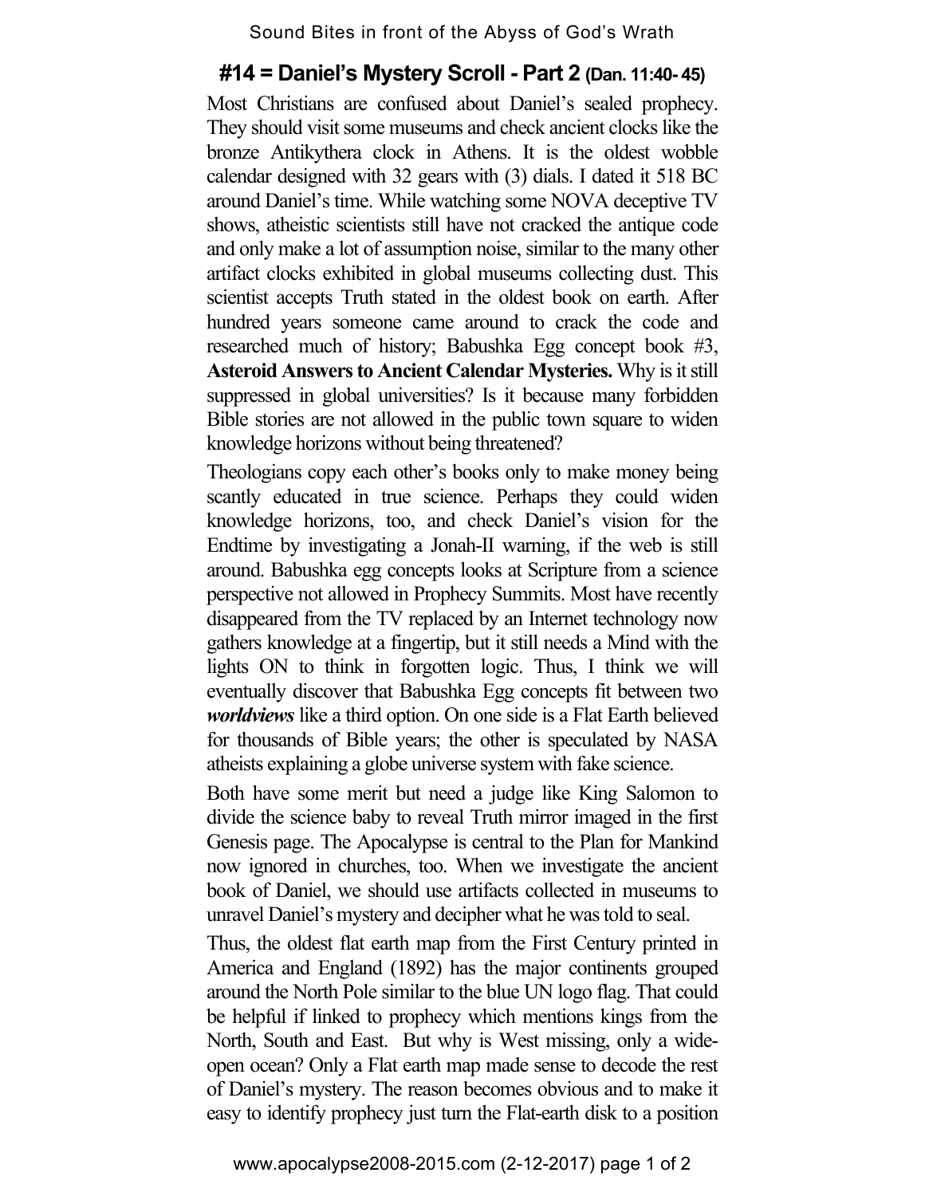## #14 = Daniel's Mystery Scroll - Part 2 (Dan. 11:40- 45)

Most Christians are confused about Daniel's sealed prophecy. They should visit some museums and check ancient clocks like the bronze Antikythera clock in Athens. It is the oldest wobble calendar designed with 32 gears with (3) dials. I dated it 518 BC around Daniel's time. While watching some NOVA deceptive TV shows, atheistic scientists still have not cracked the antique code and only make a lot of assumption noise, similar to the many other artifact clocks exhibited in global museums collecting dust. This scientist accepts Truth stated in the oldest book on earth. After hundred years someone came around to crack the code and researched much of history; Babushka Egg concept book #3, **Asteroid Answers to Ancient Calendar Mysteries.** Why is it still suppressed in global universities? Is it because many forbidden Bible stories are not allowed in the public town square to widen knowledge horizons without being threatened?

Theologians copy each other's books only to make money being scantly educated in true science. Perhaps they could widen knowledge horizons, too, and check Daniel's vision for the Endtime by investigating a Jonah-II warning, if the web is still around. Babushka egg concepts looks at Scripture from a science perspective not allowed in Prophecy Summits. Most have recently disappeared from the TV replaced by an Internet technology now gathers knowledge at a fingertip, but it still needs a Mind with the lights ON to think in forgotten logic. Thus, I think we will eventually discover that Babushka Egg concepts fit between two ***worldviews*** like a third option. On one side is a Flat Earth believed for thousands of Bible years; the other is speculated by NASA atheists explaining a globe universe system with fake science.

Both have some merit but need a judge like King Salomon to divide the science baby to reveal Truth mirror imaged in the first Genesis page. The Apocalypse is central to the Plan for Mankind now ignored in churches, too. When we investigate the ancient book of Daniel, we should use artifacts collected in museums to unravel Daniel's mystery and decipher what he was told to seal.

Thus, the oldest flat earth map from the First Century printed in America and England (1892) has the major continents grouped around the North Pole similar to the blue UN logo flag. That could be helpful if linked to prophecy which mentions kings from the North, South and East. But why is West missing, only a wide-open ocean? Only a Flat earth map made sense to decode the rest of Daniel's mystery. The reason becomes obvious and to make it easy to identify prophecy just turn the Flat-earth disk to a position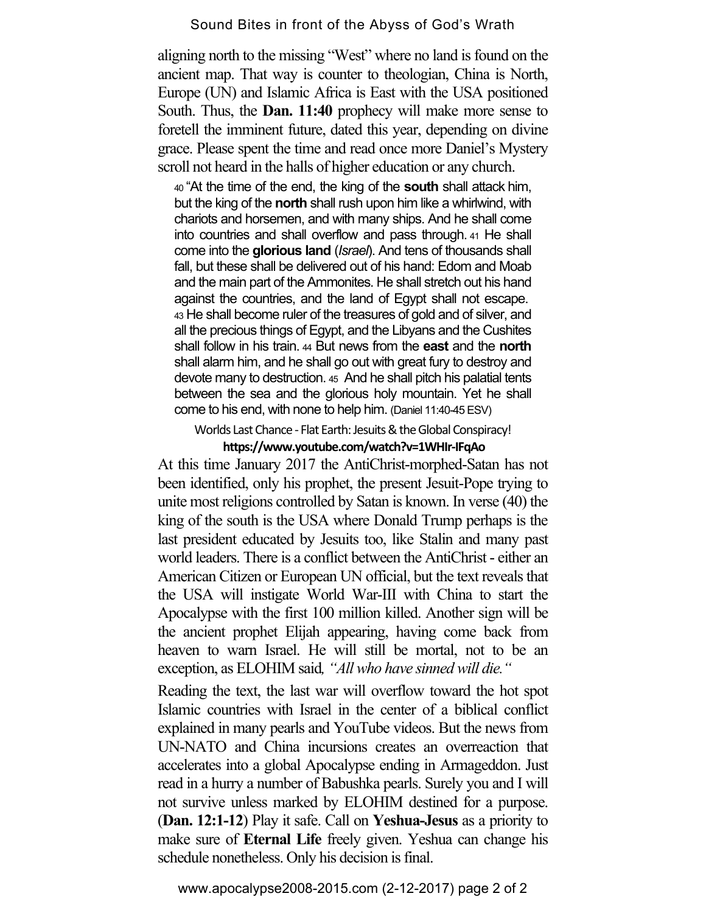aligning north to the missing "West" where no land is found on the ancient map. That way is counter to theologian, China is North, Europe (UN) and Islamic Africa is East with the USA positioned South. Thus, the **Dan. 11:40** prophecy will make more sense to foretell the imminent future, dated this year, depending on divine grace. Please spent the time and read once more Daniel's Mystery scroll not heard in the halls of higher education or any church.

> 40 "At the time of the end, the king of the **south** shall attack him, but the king of the **north** shall rush upon him like a whirlwind, with chariots and horsemen, and with many ships. And he shall come into countries and shall overflow and pass through. 41 He shall come into the **glorious land** (*Israel*). And tens of thousands shall fall, but these shall be delivered out of his hand: Edom and Moab and the main part of the Ammonites. He shall stretch out his hand against the countries, and the land of Egypt shall not escape. 43 He shall become ruler of the treasures of gold and of silver, and all the precious things of Egypt, and the Libyans and the Cushites shall follow in his train. 44 But news from the **east** and the **north** shall alarm him, and he shall go out with great fury to destroy and devote many to destruction. 45 And he shall pitch his palatial tents between the sea and the glorious holy mountain. Yet he shall come to his end, with none to help him. (Daniel 11:40-45 ESV)

Worlds Last Chance - Flat Earth: Jesuits & the Global Conspiracy!
**https://www.youtube.com/watch?v=1WHIr-IFqAo**

At this time January 2017 the AntiChrist-morphed-Satan has not been identified, only his prophet, the present Jesuit-Pope trying to unite most religions controlled by Satan is known. In verse (40) the king of the south is the USA where Donald Trump perhaps is the last president educated by Jesuits too, like Stalin and many past world leaders. There is a conflict between the AntiChrist - either an American Citizen or European UN official, but the text reveals that the USA will instigate World War-III with China to start the Apocalypse with the first 100 million killed. Another sign will be the ancient prophet Elijah appearing, having come back from heaven to warn Israel. He will still be mortal, not to be an exception, as ELOHIM said*, "All who have sinned will die."*

Reading the text, the last war will overflow toward the hot spot Islamic countries with Israel in the center of a biblical conflict explained in many pearls and YouTube videos. But the news from UN-NATO and China incursions creates an overreaction that accelerates into a global Apocalypse ending in Armageddon. Just read in a hurry a number of Babushka pearls. Surely you and I will not survive unless marked by ELOHIM destined for a purpose. (**Dan. 12:1-12**) Play it safe. Call on **Yeshua-Jesus** as a priority to make sure of **Eternal Life** freely given. Yeshua can change his schedule nonetheless. Only his decision is final.